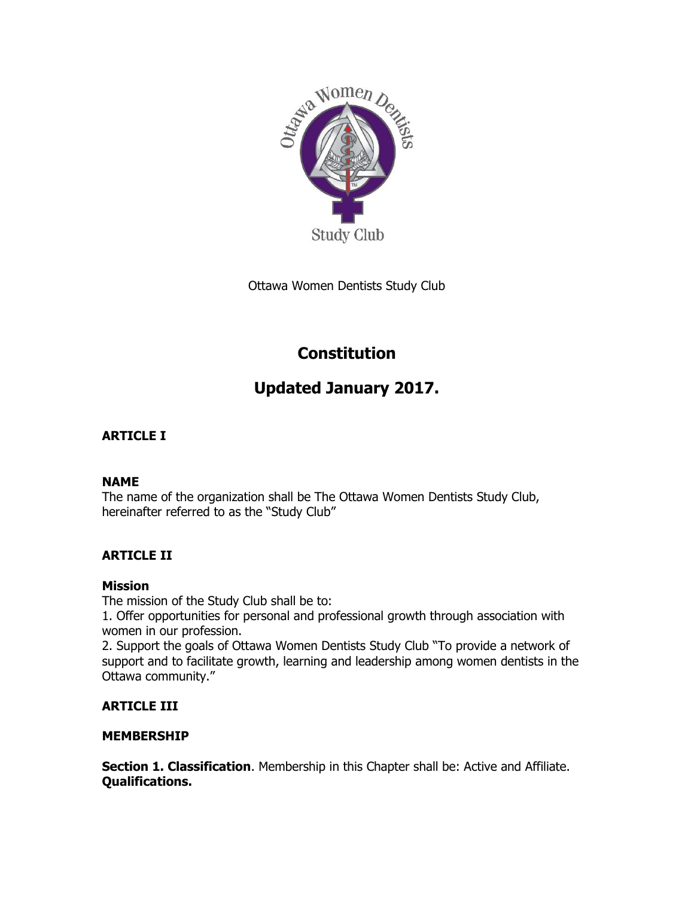Ottawa Women Dentists Study Club

# Constitution

# Updated January 2017.

## ARTICLE I

### NAME

The name of the organization shall be The Ottawa Women Dentists Study Club, hereinafter referred to as the "Study Club"

## ARTICLE II

### Mission

The mission of the Study Club shall be to:

1. Offer opportunities for personal and professional growth through association with women in our profession.
2. Support the goals of Ottawa Women Dentists Study Club "To provide a network of support and to facilitate growth, learning and leadership among women dentists in the Ottawa community."

## ARTICLE III

### MEMBERSHIP

**Section 1. Classification**. Membership in this Chapter shall be: Active and Affiliate.
**Qualifications.**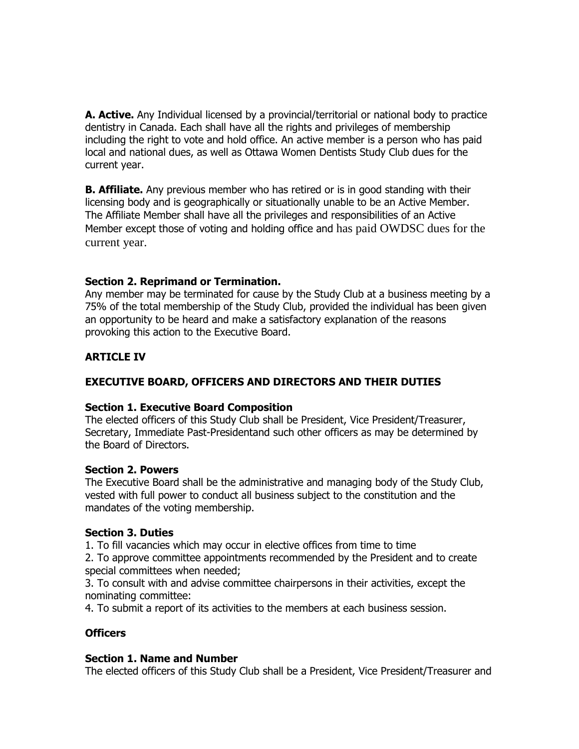**A. Active.** Any Individual licensed by a provincial/territorial or national body to practice dentistry in Canada. Each shall have all the rights and privileges of membership including the right to vote and hold office. An active member is a person who has paid local and national dues, as well as Ottawa Women Dentists Study Club dues for the current year.

**B. Affiliate.** Any previous member who has retired or is in good standing with their licensing body and is geographically or situationally unable to be an Active Member. The Affiliate Member shall have all the privileges and responsibilities of an Active Member except those of voting and holding office and has paid OWDSC dues for the current year.

**Section 2. Reprimand or Termination.**

Any member may be terminated for cause by the Study Club at a business meeting by a 75% of the total membership of the Study Club, provided the individual has been given an opportunity to be heard and make a satisfactory explanation of the reasons provoking this action to the Executive Board.

## ARTICLE IV

## EXECUTIVE BOARD, OFFICERS AND DIRECTORS AND THEIR DUTIES

**Section 1. Executive Board Composition**

The elected officers of this Study Club shall be President, Vice President/Treasurer, Secretary, Immediate Past-Presidentand such other officers as may be determined by the Board of Directors.

**Section 2. Powers**

The Executive Board shall be the administrative and managing body of the Study Club, vested with full power to conduct all business subject to the constitution and the mandates of the voting membership.

**Section 3. Duties**

1. To fill vacancies which may occur in elective offices from time to time
2. To approve committee appointments recommended by the President and to create special committees when needed;
3. To consult with and advise committee chairpersons in their activities, except the nominating committee:
4. To submit a report of its activities to the members at each business session.

**Officers**

**Section 1. Name and Number**

The elected officers of this Study Club shall be a President, Vice President/Treasurer and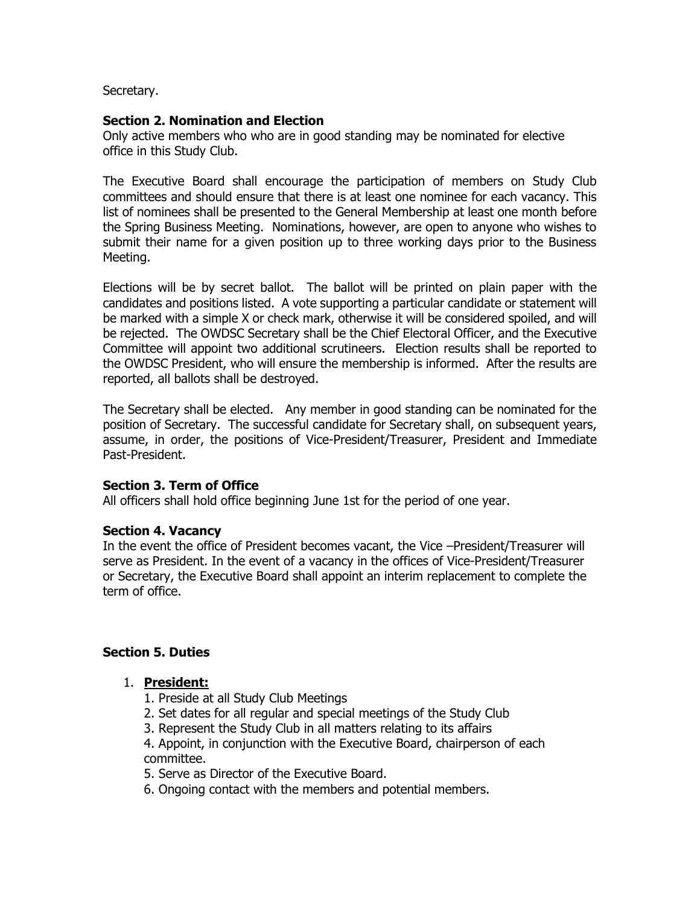Secretary.

### Section 2. Nomination and Election

Only active members who who are in good standing may be nominated for elective office in this Study Club.

The Executive Board shall encourage the participation of members on Study Club committees and should ensure that there is at least one nominee for each vacancy. This list of nominees shall be presented to the General Membership at least one month before the Spring Business Meeting. Nominations, however, are open to anyone who wishes to submit their name for a given position up to three working days prior to the Business Meeting.

Elections will be by secret ballot. The ballot will be printed on plain paper with the candidates and positions listed. A vote supporting a particular candidate or statement will be marked with a simple X or check mark, otherwise it will be considered spoiled, and will be rejected. The OWDSC Secretary shall be the Chief Electoral Officer, and the Executive Committee will appoint two additional scrutineers. Election results shall be reported to the OWDSC President, who will ensure the membership is informed. After the results are reported, all ballots shall be destroyed.

The Secretary shall be elected. Any member in good standing can be nominated for the position of Secretary. The successful candidate for Secretary shall, on subsequent years, assume, in order, the positions of Vice-President/Treasurer, President and Immediate Past-President.

### Section 3. Term of Office

All officers shall hold office beginning June 1st for the period of one year.

### Section 4. Vacancy

In the event the office of President becomes vacant, the Vice –President/Treasurer will serve as President. In the event of a vacancy in the offices of Vice-President/Treasurer or Secretary, the Executive Board shall appoint an interim replacement to complete the term of office.

### Section 5. Duties

1. **<u>President:</u>**
   1. Preside at all Study Club Meetings
   2. Set dates for all regular and special meetings of the Study Club
   3. Represent the Study Club in all matters relating to its affairs
   4. Appoint, in conjunction with the Executive Board, chairperson of each committee.
   5. Serve as Director of the Executive Board.
   6. Ongoing contact with the members and potential members.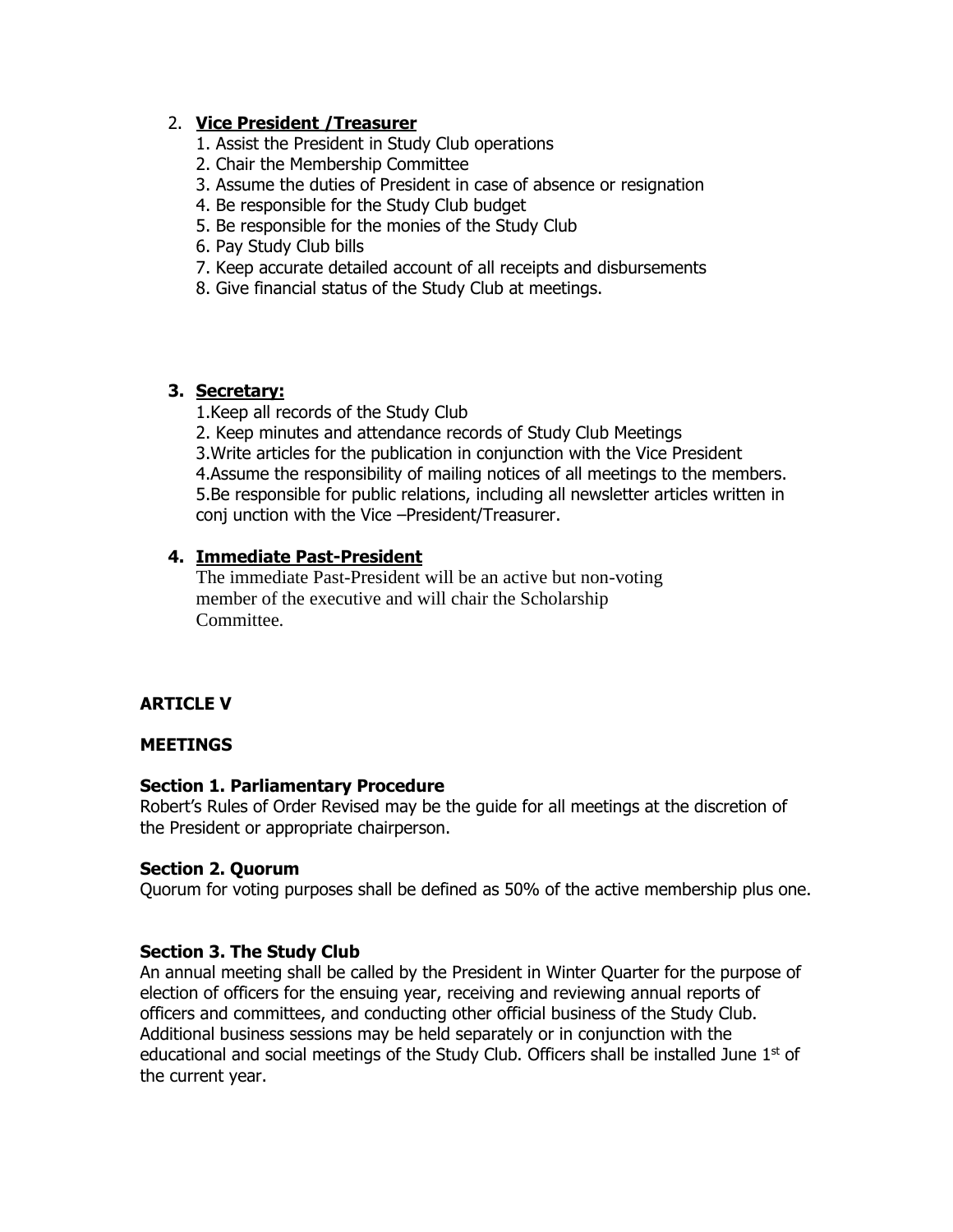2. **Vice President /Treasurer**
    1. Assist the President in Study Club operations
    2. Chair the Membership Committee
    3. Assume the duties of President in case of absence or resignation
    4. Be responsible for the Study Club budget
    5. Be responsible for the monies of the Study Club
    6. Pay Study Club bills
    7. Keep accurate detailed account of all receipts and disbursements
    8. Give financial status of the Study Club at meetings.

3. **Secretary:**
    1. Keep all records of the Study Club
    2. Keep minutes and attendance records of Study Club Meetings
    3. Write articles for the publication in conjunction with the Vice President
    4. Assume the responsibility of mailing notices of all meetings to the members.
    5. Be responsible for public relations, including all newsletter articles written in conj unction with the Vice –President/Treasurer.

4. **Immediate Past-President**

    The immediate Past-President will be an active but non-voting member of the executive and will chair the Scholarship Committee.

## ARTICLE V

## MEETINGS

### Section 1. Parliamentary Procedure

Robert's Rules of Order Revised may be the guide for all meetings at the discretion of the President or appropriate chairperson.

### Section 2. Quorum

Quorum for voting purposes shall be defined as 50% of the active membership plus one.

### Section 3. The Study Club

An annual meeting shall be called by the President in Winter Quarter for the purpose of election of officers for the ensuing year, receiving and reviewing annual reports of officers and committees, and conducting other official business of the Study Club. Additional business sessions may be held separately or in conjunction with the educational and social meetings of the Study Club. Officers shall be installed June 1st of the current year.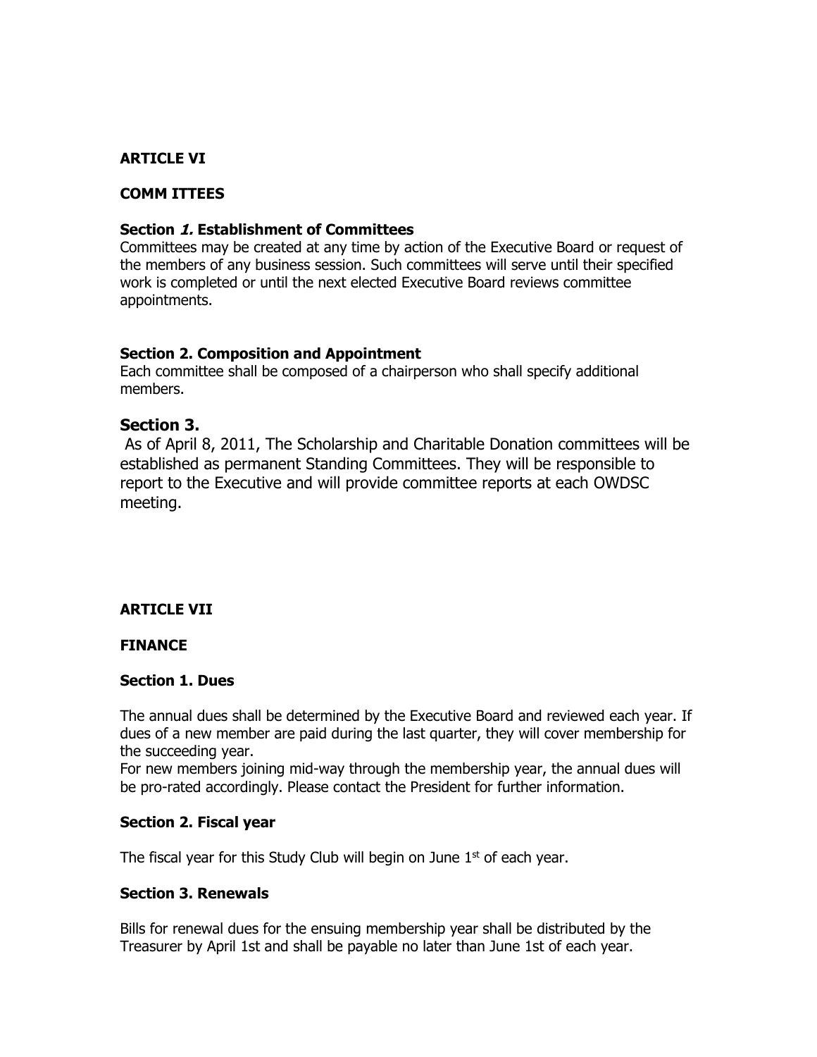**ARTICLE VI**

**COMM ITTEES**

**Section *1.* Establishment of Committees**
Committees may be created at any time by action of the Executive Board or request of the members of any business session. Such committees will serve until their specified work is completed or until the next elected Executive Board reviews committee appointments.

**Section 2. Composition and Appointment**
Each committee shall be composed of a chairperson who shall specify additional members.

**Section 3.**
As of April 8, 2011, The Scholarship and Charitable Donation committees will be established as permanent Standing Committees. They will be responsible to report to the Executive and will provide committee reports at each OWDSC meeting.

**ARTICLE VII**

**FINANCE**

**Section 1. Dues**

The annual dues shall be determined by the Executive Board and reviewed each year. If dues of a new member are paid during the last quarter, they will cover membership for the succeeding year.
For new members joining mid-way through the membership year, the annual dues will be pro-rated accordingly. Please contact the President for further information.

**Section 2. Fiscal year**

The fiscal year for this Study Club will begin on June 1st of each year.

**Section 3. Renewals**

Bills for renewal dues for the ensuing membership year shall be distributed by the Treasurer by April 1st and shall be payable no later than June 1st of each year.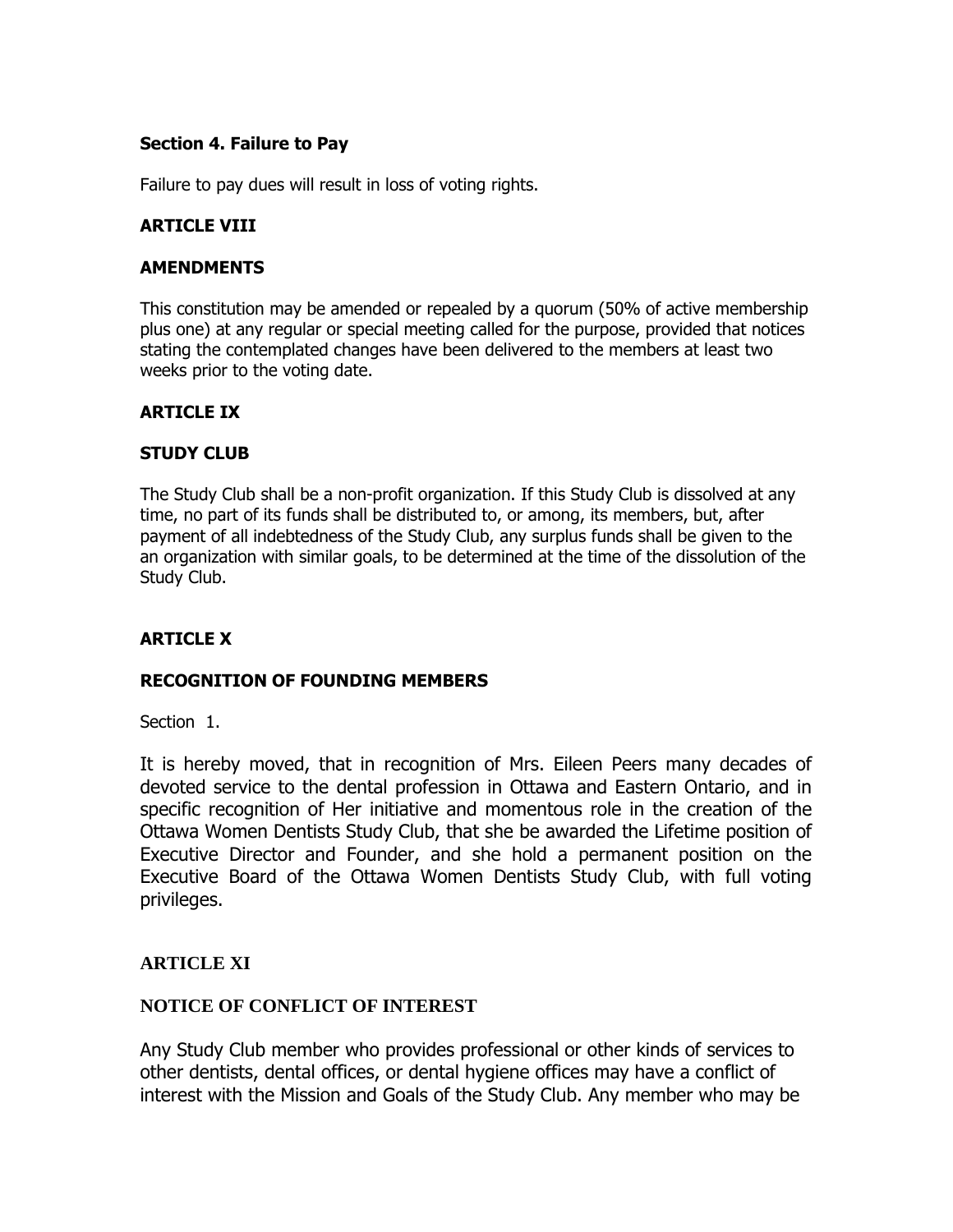**Section 4. Failure to Pay**

Failure to pay dues will result in loss of voting rights.

**ARTICLE VIII**

**AMENDMENTS**

This constitution may be amended or repealed by a quorum (50% of active membership plus one) at any regular or special meeting called for the purpose, provided that notices stating the contemplated changes have been delivered to the members at least two weeks prior to the voting date.

**ARTICLE IX**

**STUDY CLUB**

The Study Club shall be a non-profit organization. If this Study Club is dissolved at any time, no part of its funds shall be distributed to, or among, its members, but, after payment of all indebtedness of the Study Club, any surplus funds shall be given to the an organization with similar goals, to be determined at the time of the dissolution of the Study Club.

**ARTICLE X**

**RECOGNITION OF FOUNDING MEMBERS**

Section 1.

It is hereby moved, that in recognition of Mrs. Eileen Peers many decades of devoted service to the dental profession in Ottawa and Eastern Ontario, and in specific recognition of Her initiative and momentous role in the creation of the Ottawa Women Dentists Study Club, that she be awarded the Lifetime position of Executive Director and Founder, and she hold a permanent position on the Executive Board of the Ottawa Women Dentists Study Club, with full voting privileges.

**ARTICLE XI**

**NOTICE OF CONFLICT OF INTEREST**

Any Study Club member who provides professional or other kinds of services to other dentists, dental offices, or dental hygiene offices may have a conflict of interest with the Mission and Goals of the Study Club. Any member who may be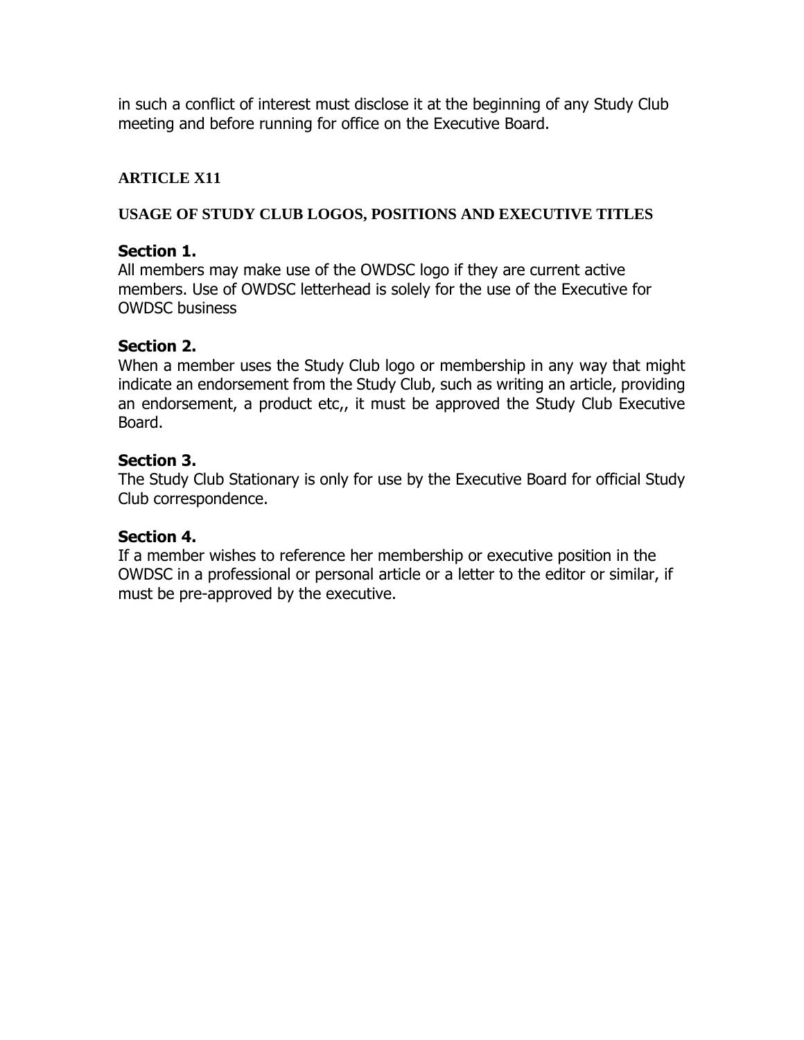in such a conflict of interest must disclose it at the beginning of any Study Club meeting and before running for office on the Executive Board.

## ARTICLE X11

## USAGE OF STUDY CLUB LOGOS, POSITIONS AND EXECUTIVE TITLES

**Section 1.**
All members may make use of the OWDSC logo if they are current active members. Use of OWDSC letterhead is solely for the use of the Executive for OWDSC business

**Section 2.**
When a member uses the Study Club logo or membership in any way that might indicate an endorsement from the Study Club, such as writing an article, providing an endorsement, a product etc,, it must be approved the Study Club Executive Board.

**Section 3.**
The Study Club Stationary is only for use by the Executive Board for official Study Club correspondence.

**Section 4.**
If a member wishes to reference her membership or executive position in the OWDSC in a professional or personal article or a letter to the editor or similar, if must be pre-approved by the executive.